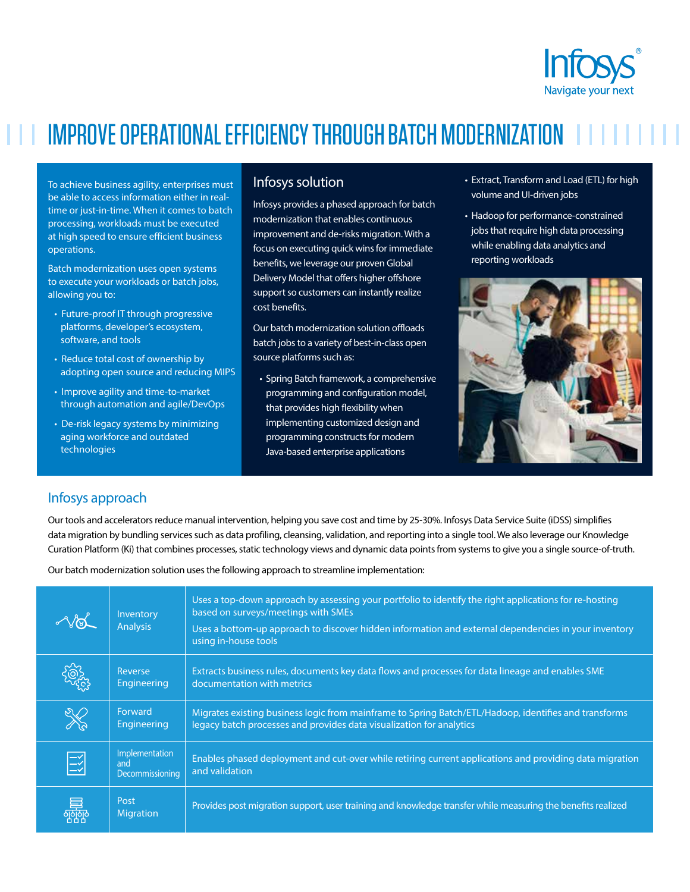# IMPROVE OPERATIONAL EFFICIENCY THROUGH BATCH MODERNIZATION

To achieve business agility, enterprises must be able to access information either in real-time or just-in-time. When it comes to batch processing, workloads must be executed at high speed to ensure efficient business operations.

Batch modernization uses open systems to execute your workloads or batch jobs, allowing you to:

- Future-proof IT through progressive platforms, developer's ecosystem, software, and tools
- Reduce total cost of ownership by adopting open source and reducing MIPS
- Improve agility and time-to-market through automation and agile/DevOps
- De-risk legacy systems by minimizing aging workforce and outdated technologies

## Infosys solution

Infosys provides a phased approach for batch modernization that enables continuous improvement and de-risks migration. With a focus on executing quick wins for immediate benefits, we leverage our proven Global Delivery Model that offers higher offshore support so customers can instantly realize cost benefits.

Our batch modernization solution offloads batch jobs to a variety of best-in-class open source platforms such as:

- Spring Batch framework, a comprehensive programming and configuration model, that provides high flexibility when implementing customized design and programming constructs for modern Java-based enterprise applications
- Extract, Transform and Load (ETL) for high volume and UI-driven jobs
- Hadoop for performance-constrained jobs that require high data processing while enabling data analytics and reporting workloads

## Infosys approach

Our tools and accelerators reduce manual intervention, helping you save cost and time by 25-30%. Infosys Data Service Suite (iDSS) simplifies data migration by bundling services such as data profiling, cleansing, validation, and reporting into a single tool. We also leverage our Knowledge Curation Platform (Ki) that combines processes, static technology views and dynamic data points from systems to give you a single source-of-truth.

Our batch modernization solution uses the following approach to streamline implementation:

| Phase | Description |
|---|---|
| Inventory Analysis | Uses a top-down approach by assessing your portfolio to identify the right applications for re-hosting based on surveys/meetings with SMEs<br>Uses a bottom-up approach to discover hidden information and external dependencies in your inventory using in-house tools |
| Reverse Engineering | Extracts business rules, documents key data flows and processes for data lineage and enables SME documentation with metrics |
| Forward Engineering | Migrates existing business logic from mainframe to Spring Batch/ETL/Hadoop, identifies and transforms legacy batch processes and provides data visualization for analytics |
| Implementation and Decommissioning | Enables phased deployment and cut-over while retiring current applications and providing data migration and validation |
| Post Migration | Provides post migration support, user training and knowledge transfer while measuring the benefits realized |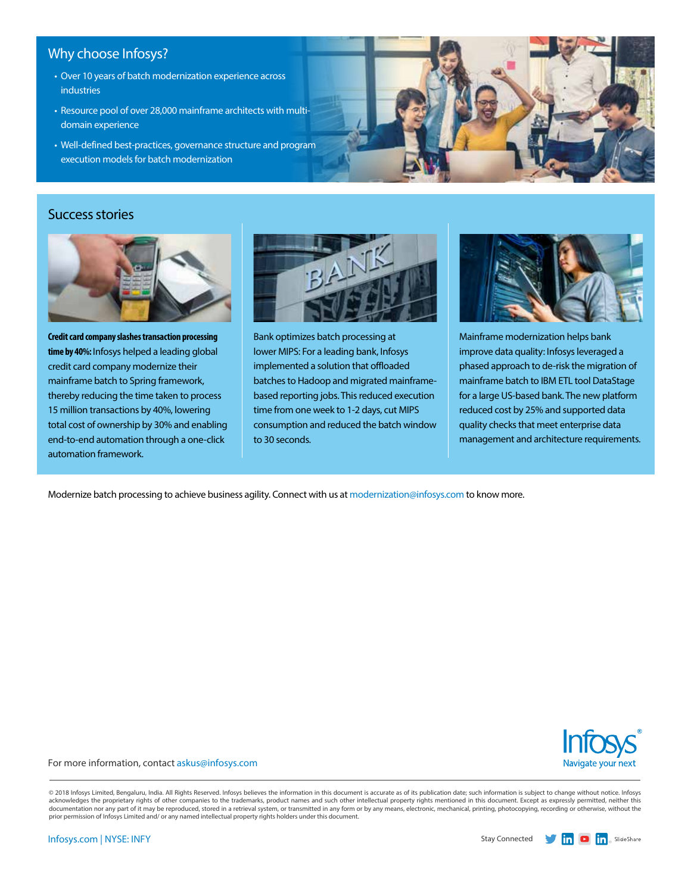## Why choose Infosys?

- Over 10 years of batch modernization experience across industries
- Resource pool of over 28,000 mainframe architects with multi-domain experience
- Well-defined best-practices, governance structure and program execution models for batch modernization

## Success stories

**Credit card company slashes transaction processing time by 40%:** Infosys helped a leading global credit card company modernize their mainframe batch to Spring framework, thereby reducing the time taken to process 15 million transactions by 40%, lowering total cost of ownership by 30% and enabling end-to-end automation through a one-click automation framework.

Bank optimizes batch processing at lower MIPS: For a leading bank, Infosys implemented a solution that offloaded batches to Hadoop and migrated mainframe-based reporting jobs. This reduced execution time from one week to 1-2 days, cut MIPS consumption and reduced the batch window to 30 seconds.

Mainframe modernization helps bank improve data quality: Infosys leveraged a phased approach to de-risk the migration of mainframe batch to IBM ETL tool DataStage for a large US-based bank. The new platform reduced cost by 25% and supported data quality checks that meet enterprise data management and architecture requirements.

Modernize batch processing to achieve business agility. Connect with us at modernization@infosys.com to know more.

For more information, contact askus@infosys.com

Infosys® Navigate your next

© 2018 Infosys Limited, Bengaluru, India. All Rights Reserved. Infosys believes the information in this document is accurate as of its publication date; such information is subject to change without notice. Infosys acknowledges the proprietary rights of other companies to the trademarks, product names and such other intellectual property rights mentioned in this document. Except as expressly permitted, neither this documentation nor any part of it may be reproduced, stored in a retrieval system, or transmitted in any form or by any means, electronic, mechanical, printing, photocopying, recording or otherwise, without the prior permission of Infosys Limited and/ or any named intellectual property rights holders under this document.

Infosys.com | NYSE: INFY

Stay Connected SlideShare